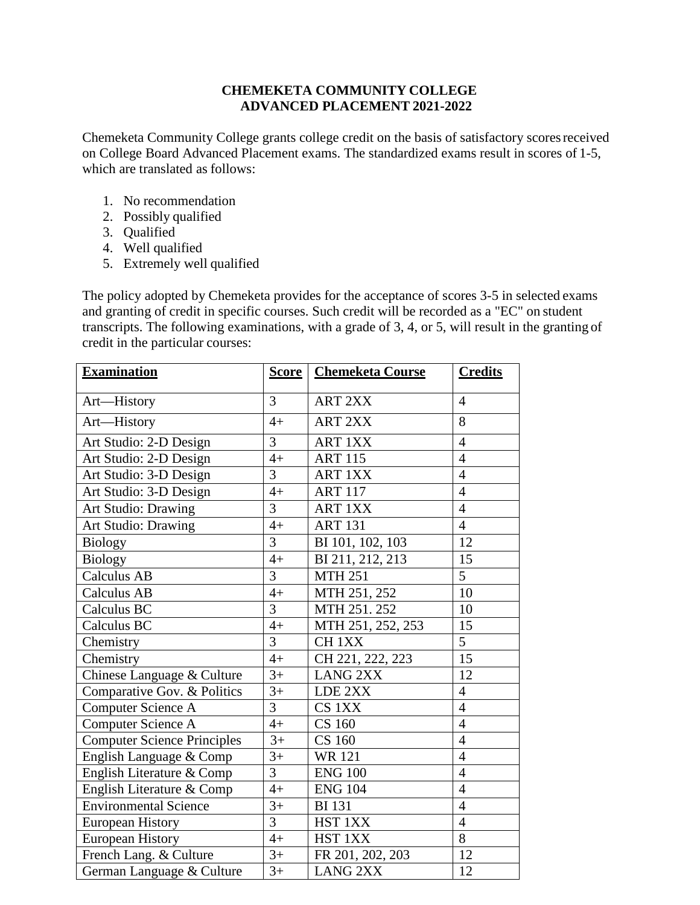# CHEMEKETA COMMUNITY COLLEGE
## ADVANCED PLACEMENT 2021-2022

Chemeketa Community College grants college credit on the basis of satisfactory scores received on College Board Advanced Placement exams. The standardized exams result in scores of 1-5, which are translated as follows:

1. No recommendation
2. Possibly qualified
3. Qualified
4. Well qualified
5. Extremely well qualified

The policy adopted by Chemeketa provides for the acceptance of scores 3-5 in selected exams and granting of credit in specific courses. Such credit will be recorded as a "EC" on student transcripts. The following examinations, with a grade of 3, 4, or 5, will result in the granting of credit in the particular courses:

| **Examination** | **Score** | **Chemeketa Course** | **Credits** |
|---|---|---|---|
| Art—History | 3 | ART 2XX | 4 |
| Art—History | 4+ | ART 2XX | 8 |
| Art Studio: 2-D Design | 3 | ART 1XX | 4 |
| Art Studio: 2-D Design | 4+ | ART 115 | 4 |
| Art Studio: 3-D Design | 3 | ART 1XX | 4 |
| Art Studio: 3-D Design | 4+ | ART 117 | 4 |
| Art Studio: Drawing | 3 | ART 1XX | 4 |
| Art Studio: Drawing | 4+ | ART 131 | 4 |
| Biology | 3 | BI 101, 102, 103 | 12 |
| Biology | 4+ | BI 211, 212, 213 | 15 |
| Calculus AB | 3 | MTH 251 | 5 |
| Calculus AB | 4+ | MTH 251, 252 | 10 |
| Calculus BC | 3 | MTH 251. 252 | 10 |
| Calculus BC | 4+ | MTH 251, 252, 253 | 15 |
| Chemistry | 3 | CH 1XX | 5 |
| Chemistry | 4+ | CH 221, 222, 223 | 15 |
| Chinese Language & Culture | 3+ | LANG 2XX | 12 |
| Comparative Gov. & Politics | 3+ | LDE 2XX | 4 |
| Computer Science A | 3 | CS 1XX | 4 |
| Computer Science A | 4+ | CS 160 | 4 |
| Computer Science Principles | 3+ | CS 160 | 4 |
| English Language & Comp | 3+ | WR 121 | 4 |
| English Literature & Comp | 3 | ENG 100 | 4 |
| English Literature & Comp | 4+ | ENG 104 | 4 |
| Environmental Science | 3+ | BI 131 | 4 |
| European History | 3 | HST 1XX | 4 |
| European History | 4+ | HST 1XX | 8 |
| French Lang. & Culture | 3+ | FR 201, 202, 203 | 12 |
| German Language & Culture | 3+ | LANG 2XX | 12 |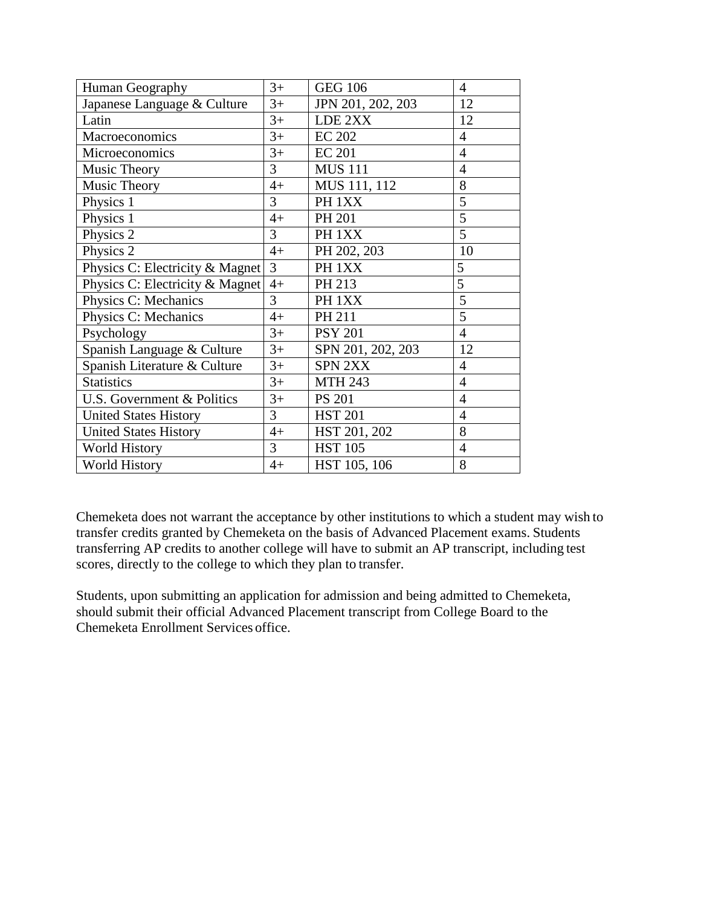| | | | |
|---|---|---|---|
| Human Geography | 3+ | GEG 106 | 4 |
| Japanese Language & Culture | 3+ | JPN 201, 202, 203 | 12 |
| Latin | 3+ | LDE 2XX | 12 |
| Macroeconomics | 3+ | EC 202 | 4 |
| Microeconomics | 3+ | EC 201 | 4 |
| Music Theory | 3 | MUS 111 | 4 |
| Music Theory | 4+ | MUS 111, 112 | 8 |
| Physics 1 | 3 | PH 1XX | 5 |
| Physics 1 | 4+ | PH 201 | 5 |
| Physics 2 | 3 | PH 1XX | 5 |
| Physics 2 | 4+ | PH 202, 203 | 10 |
| Physics C: Electricity & Magnet | 3 | PH 1XX | 5 |
| Physics C: Electricity & Magnet | 4+ | PH 213 | 5 |
| Physics C: Mechanics | 3 | PH 1XX | 5 |
| Physics C: Mechanics | 4+ | PH 211 | 5 |
| Psychology | 3+ | PSY 201 | 4 |
| Spanish Language & Culture | 3+ | SPN 201, 202, 203 | 12 |
| Spanish Literature & Culture | 3+ | SPN 2XX | 4 |
| Statistics | 3+ | MTH 243 | 4 |
| U.S. Government & Politics | 3+ | PS 201 | 4 |
| United States History | 3 | HST 201 | 4 |
| United States History | 4+ | HST 201, 202 | 8 |
| World History | 3 | HST 105 | 4 |
| World History | 4+ | HST 105, 106 | 8 |

Chemeketa does not warrant the acceptance by other institutions to which a student may wish to transfer credits granted by Chemeketa on the basis of Advanced Placement exams. Students transferring AP credits to another college will have to submit an AP transcript, including test scores, directly to the college to which they plan to transfer.

Students, upon submitting an application for admission and being admitted to Chemeketa, should submit their official Advanced Placement transcript from College Board to the Chemeketa Enrollment Services office.